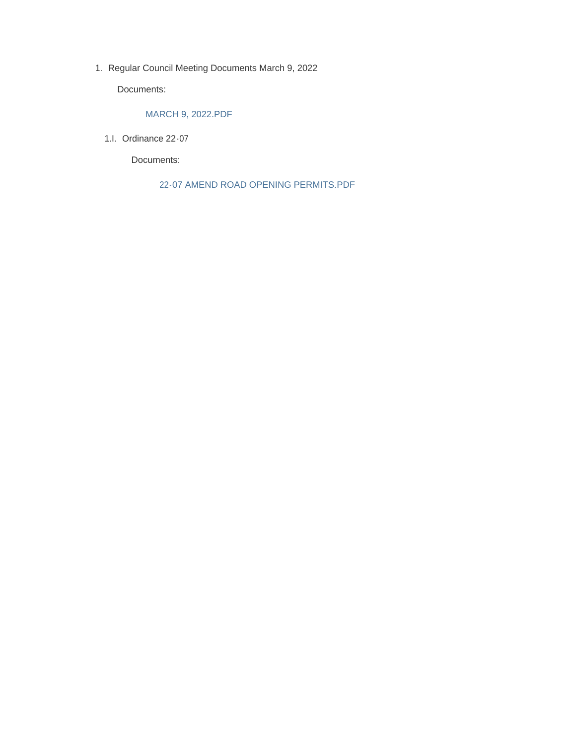1. Regular Council Meeting Documents March 9, 2022

   Documents:

   MARCH 9, 2022.PDF

   1.I. Ordinance 22-07

   Documents:

   22-07 AMEND ROAD OPENING PERMITS.PDF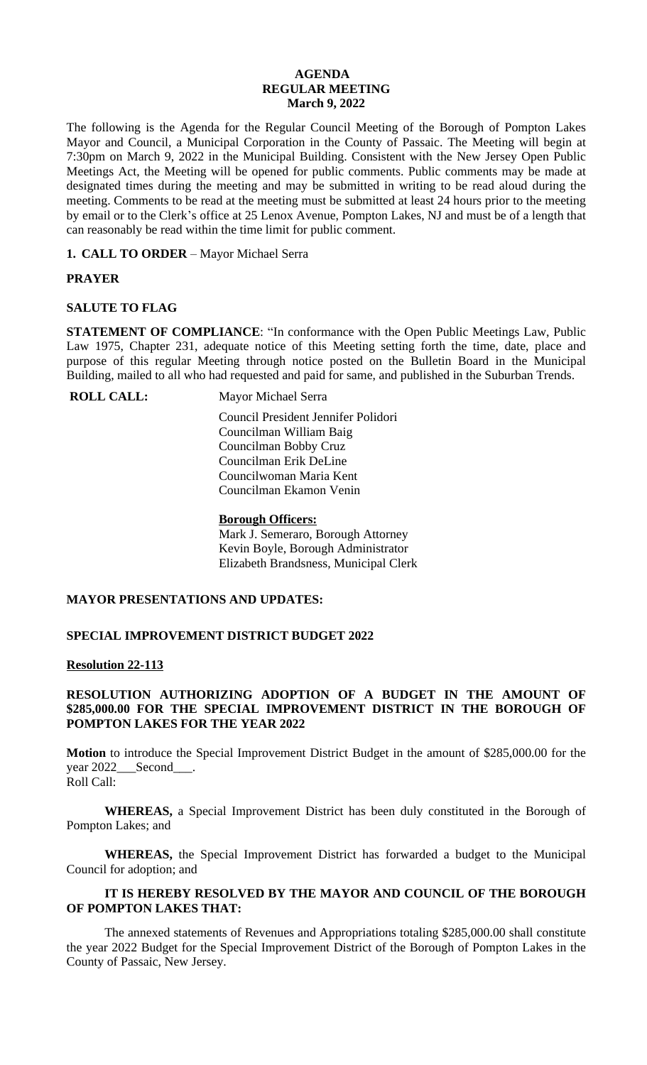**AGENDA**
**REGULAR MEETING**
**March 9, 2022**

The following is the Agenda for the Regular Council Meeting of the Borough of Pompton Lakes Mayor and Council, a Municipal Corporation in the County of Passaic. The Meeting will begin at 7:30pm on March 9, 2022 in the Municipal Building. Consistent with the New Jersey Open Public Meetings Act, the Meeting will be opened for public comments. Public comments may be made at designated times during the meeting and may be submitted in writing to be read aloud during the meeting. Comments to be read at the meeting must be submitted at least 24 hours prior to the meeting by email or to the Clerk's office at 25 Lenox Avenue, Pompton Lakes, NJ and must be of a length that can reasonably be read within the time limit for public comment.

**1. CALL TO ORDER** – Mayor Michael Serra

**PRAYER**

**SALUTE TO FLAG**

**STATEMENT OF COMPLIANCE**: "In conformance with the Open Public Meetings Law, Public Law 1975, Chapter 231, adequate notice of this Meeting setting forth the time, date, place and purpose of this regular Meeting through notice posted on the Bulletin Board in the Municipal Building, mailed to all who had requested and paid for same, and published in the Suburban Trends.

**ROLL CALL:** Mayor Michael Serra

Council President Jennifer Polidori
Councilman William Baig
Councilman Bobby Cruz
Councilman Erik DeLine
Councilwoman Maria Kent
Councilman Ekamon Venin

**Borough Officers:**
Mark J. Semeraro, Borough Attorney
Kevin Boyle, Borough Administrator
Elizabeth Brandsness, Municipal Clerk

**MAYOR PRESENTATIONS AND UPDATES:**

**SPECIAL IMPROVEMENT DISTRICT BUDGET 2022**

**Resolution 22-113**

**RESOLUTION AUTHORIZING ADOPTION OF A BUDGET IN THE AMOUNT OF $285,000.00 FOR THE SPECIAL IMPROVEMENT DISTRICT IN THE BOROUGH OF POMPTON LAKES FOR THE YEAR 2022**

**Motion** to introduce the Special Improvement District Budget in the amount of $285,000.00 for the year 2022___Second___.
Roll Call:

**WHEREAS,** a Special Improvement District has been duly constituted in the Borough of Pompton Lakes; and

**WHEREAS,** the Special Improvement District has forwarded a budget to the Municipal Council for adoption; and

**IT IS HEREBY RESOLVED BY THE MAYOR AND COUNCIL OF THE BOROUGH OF POMPTON LAKES THAT:**

The annexed statements of Revenues and Appropriations totaling $285,000.00 shall constitute the year 2022 Budget for the Special Improvement District of the Borough of Pompton Lakes in the County of Passaic, New Jersey.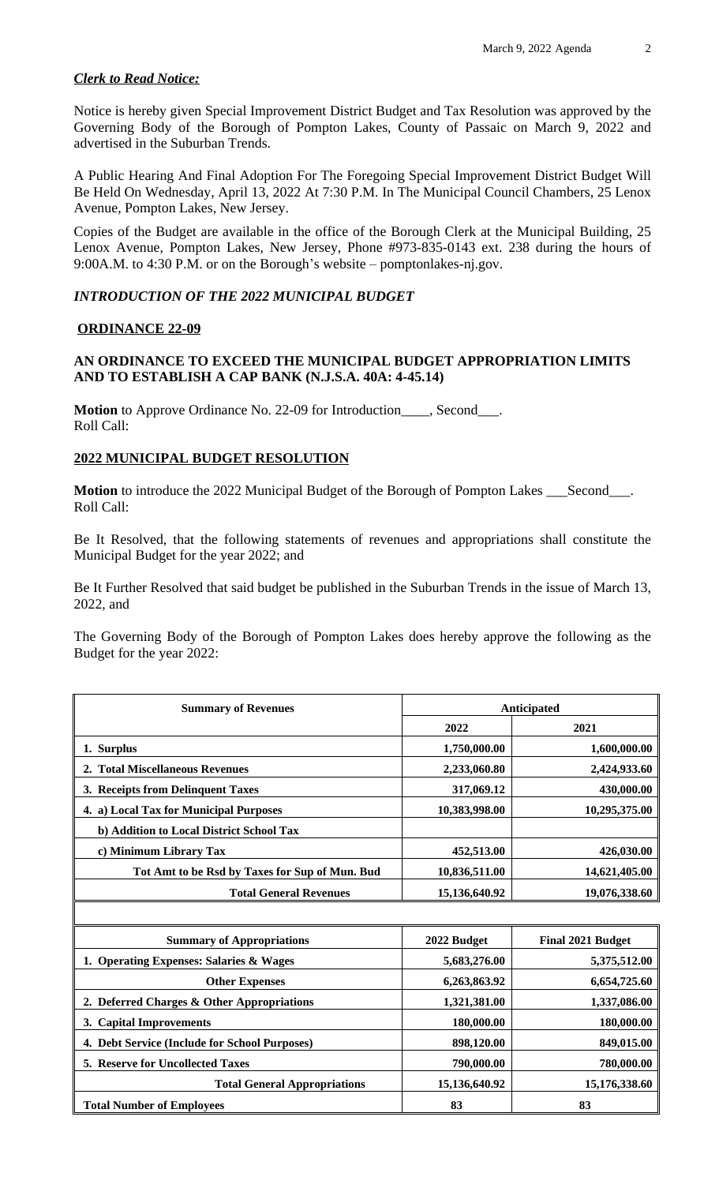***Clerk to Read Notice:***

Notice is hereby given Special Improvement District Budget and Tax Resolution was approved by the Governing Body of the Borough of Pompton Lakes, County of Passaic on March 9, 2022 and advertised in the Suburban Trends.

A Public Hearing And Final Adoption For The Foregoing Special Improvement District Budget Will Be Held On Wednesday, April 13, 2022 At 7:30 P.M. In The Municipal Council Chambers, 25 Lenox Avenue, Pompton Lakes, New Jersey.

Copies of the Budget are available in the office of the Borough Clerk at the Municipal Building, 25 Lenox Avenue, Pompton Lakes, New Jersey, Phone #973-835-0143 ext. 238 during the hours of 9:00A.M. to 4:30 P.M. or on the Borough's website – pomptonlakes-nj.gov.

***INTRODUCTION OF THE 2022 MUNICIPAL BUDGET***

**ORDINANCE 22-09**

**AN ORDINANCE TO EXCEED THE MUNICIPAL BUDGET APPROPRIATION LIMITS AND TO ESTABLISH A CAP BANK (N.J.S.A. 40A: 4-45.14)**

**Motion** to Approve Ordinance No. 22-09 for Introduction____, Second___.
Roll Call:

**2022 MUNICIPAL BUDGET RESOLUTION**

**Motion** to introduce the 2022 Municipal Budget of the Borough of Pompton Lakes ___Second___.
Roll Call:

Be It Resolved, that the following statements of revenues and appropriations shall constitute the Municipal Budget for the year 2022; and

Be It Further Resolved that said budget be published in the Suburban Trends in the issue of March 13, 2022, and

The Governing Body of the Borough of Pompton Lakes does hereby approve the following as the Budget for the year 2022:

| **Summary of Revenues** | **Anticipated** | |
|---|---|---|
| | **2022** | **2021** |
| **1. Surplus** | **1,750,000.00** | **1,600,000.00** |
| **2. Total Miscellaneous Revenues** | **2,233,060.80** | **2,424,933.60** |
| **3. Receipts from Delinquent Taxes** | **317,069.12** | **430,000.00** |
| **4. a) Local Tax for Municipal Purposes** | **10,383,998.00** | **10,295,375.00** |
| **b) Addition to Local District School Tax** | | |
| **c) Minimum Library Tax** | **452,513.00** | **426,030.00** |
| **Tot Amt to be Rsd by Taxes for Sup of Mun. Bud** | **10,836,511.00** | **14,621,405.00** |
| **Total General Revenues** | **15,136,640.92** | **19,076,338.60** |

| **Summary of Appropriations** | **2022 Budget** | **Final 2021 Budget** |
|---|---|---|
| **1. Operating Expenses: Salaries & Wages** | **5,683,276.00** | **5,375,512.00** |
| **Other Expenses** | **6,263,863.92** | **6,654,725.60** |
| **2. Deferred Charges & Other Appropriations** | **1,321,381.00** | **1,337,086.00** |
| **3. Capital Improvements** | **180,000.00** | **180,000.00** |
| **4. Debt Service (Include for School Purposes)** | **898,120.00** | **849,015.00** |
| **5. Reserve for Uncollected Taxes** | **790,000.00** | **780,000.00** |
| **Total General Appropriations** | **15,136,640.92** | **15,176,338.60** |
| **Total Number of Employees** | **83** | **83** |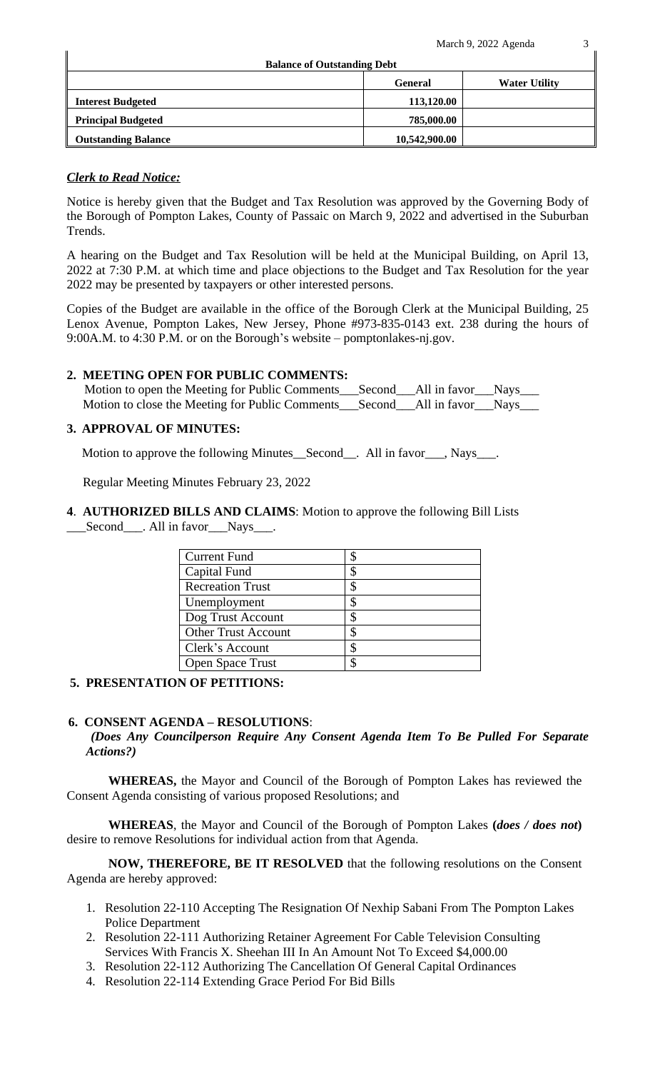| Balance of Outstanding Debt | | |
|---|---|---|
| | **General** | **Water Utility** |
| **Interest Budgeted** | 113,120.00 | |
| **Principal Budgeted** | 785,000.00 | |
| **Outstanding Balance** | 10,542,900.00 | |

***Clerk to Read Notice:***

Notice is hereby given that the Budget and Tax Resolution was approved by the Governing Body of the Borough of Pompton Lakes, County of Passaic on March 9, 2022 and advertised in the Suburban Trends.

A hearing on the Budget and Tax Resolution will be held at the Municipal Building, on April 13, 2022 at 7:30 P.M. at which time and place objections to the Budget and Tax Resolution for the year 2022 may be presented by taxpayers or other interested persons.

Copies of the Budget are available in the office of the Borough Clerk at the Municipal Building, 25 Lenox Avenue, Pompton Lakes, New Jersey, Phone #973-835-0143 ext. 238 during the hours of 9:00A.M. to 4:30 P.M. or on the Borough's website – pomptonlakes-nj.gov.

**2. MEETING OPEN FOR PUBLIC COMMENTS:**

Motion to open the Meeting for Public Comments___Second___All in favor___Nays___
Motion to close the Meeting for Public Comments___Second___All in favor___Nays___

**3. APPROVAL OF MINUTES:**

Motion to approve the following Minutes__Second__. All in favor___, Nays___.

Regular Meeting Minutes February 23, 2022

**4**. **AUTHORIZED BILLS AND CLAIMS**: Motion to approve the following Bill Lists ___Second___. All in favor___Nays___.

| | |
|---|---|
| Current Fund | $ |
| Capital Fund | $ |
| Recreation Trust | $ |
| Unemployment | $ |
| Dog Trust Account | $ |
| Other Trust Account | $ |
| Clerk's Account | $ |
| Open Space Trust | $ |

**5. PRESENTATION OF PETITIONS:**

**6. CONSENT AGENDA – RESOLUTIONS**:

***(Does Any Councilperson Require Any Consent Agenda Item To Be Pulled For Separate Actions?)***

**WHEREAS,** the Mayor and Council of the Borough of Pompton Lakes has reviewed the Consent Agenda consisting of various proposed Resolutions; and

**WHEREAS**, the Mayor and Council of the Borough of Pompton Lakes **(*does / does not*)** desire to remove Resolutions for individual action from that Agenda.

**NOW, THEREFORE, BE IT RESOLVED** that the following resolutions on the Consent Agenda are hereby approved:

1. Resolution 22-110 Accepting The Resignation Of Nexhip Sabani From The Pompton Lakes Police Department
2. Resolution 22-111 Authorizing Retainer Agreement For Cable Television Consulting Services With Francis X. Sheehan III In An Amount Not To Exceed $4,000.00
3. Resolution 22-112 Authorizing The Cancellation Of General Capital Ordinances
4. Resolution 22-114 Extending Grace Period For Bid Bills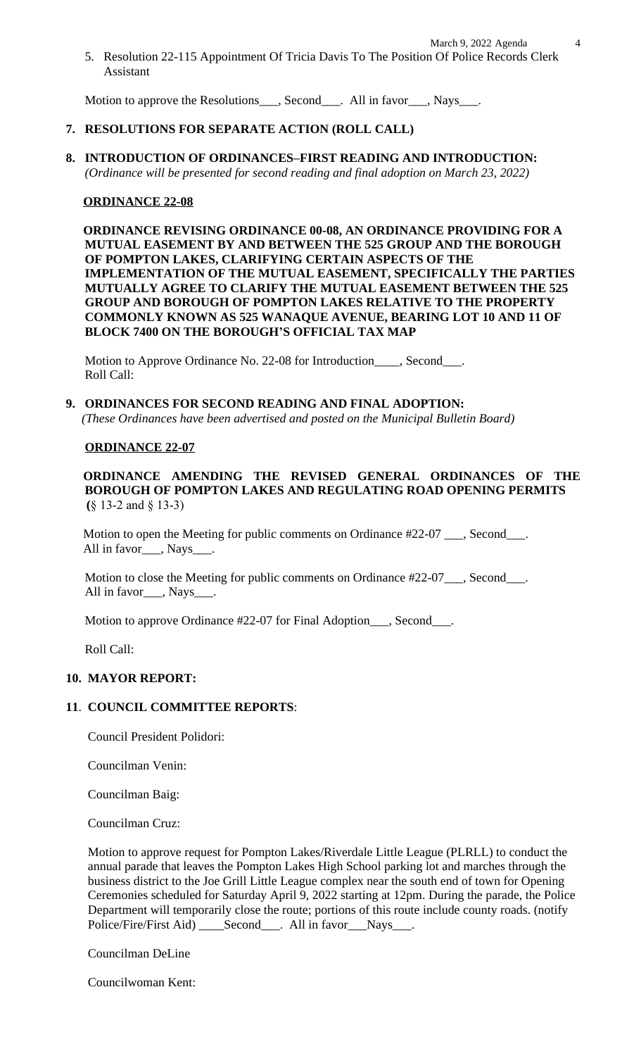5. Resolution 22-115 Appointment Of Tricia Davis To The Position Of Police Records Clerk Assistant

Motion to approve the Resolutions___, Second___. All in favor___, Nays___.

## 7. RESOLUTIONS FOR SEPARATE ACTION (ROLL CALL)

## 8. INTRODUCTION OF ORDINANCES–FIRST READING AND INTRODUCTION:

*(Ordinance will be presented for second reading and final adoption on March 23, 2022)*

**ORDINANCE 22-08**

**ORDINANCE REVISING ORDINANCE 00-08, AN ORDINANCE PROVIDING FOR A MUTUAL EASEMENT BY AND BETWEEN THE 525 GROUP AND THE BOROUGH OF POMPTON LAKES, CLARIFYING CERTAIN ASPECTS OF THE IMPLEMENTATION OF THE MUTUAL EASEMENT, SPECIFICALLY THE PARTIES MUTUALLY AGREE TO CLARIFY THE MUTUAL EASEMENT BETWEEN THE 525 GROUP AND BOROUGH OF POMPTON LAKES RELATIVE TO THE PROPERTY COMMONLY KNOWN AS 525 WANAQUE AVENUE, BEARING LOT 10 AND 11 OF BLOCK 7400 ON THE BOROUGH'S OFFICIAL TAX MAP**

Motion to Approve Ordinance No. 22-08 for Introduction____, Second___.
Roll Call:

## 9. ORDINANCES FOR SECOND READING AND FINAL ADOPTION:

*(These Ordinances have been advertised and posted on the Municipal Bulletin Board)*

**ORDINANCE 22-07**

**ORDINANCE AMENDING THE REVISED GENERAL ORDINANCES OF THE BOROUGH OF POMPTON LAKES AND REGULATING ROAD OPENING PERMITS (**§ 13-2 and § 13-3)

Motion to open the Meeting for public comments on Ordinance #22-07 ___, Second___.
All in favor___, Nays___.

Motion to close the Meeting for public comments on Ordinance #22-07___, Second___.
All in favor___, Nays___.

Motion to approve Ordinance #22-07 for Final Adoption___, Second___.

Roll Call:

## 10. MAYOR REPORT:

## 11. COUNCIL COMMITTEE REPORTS:

Council President Polidori:

Councilman Venin:

Councilman Baig:

Councilman Cruz:

Motion to approve request for Pompton Lakes/Riverdale Little League (PLRLL) to conduct the annual parade that leaves the Pompton Lakes High School parking lot and marches through the business district to the Joe Grill Little League complex near the south end of town for Opening Ceremonies scheduled for Saturday April 9, 2022 starting at 12pm. During the parade, the Police Department will temporarily close the route; portions of this route include county roads. (notify Police/Fire/First Aid) ____Second___. All in favor___Nays___.

Councilman DeLine

Councilwoman Kent: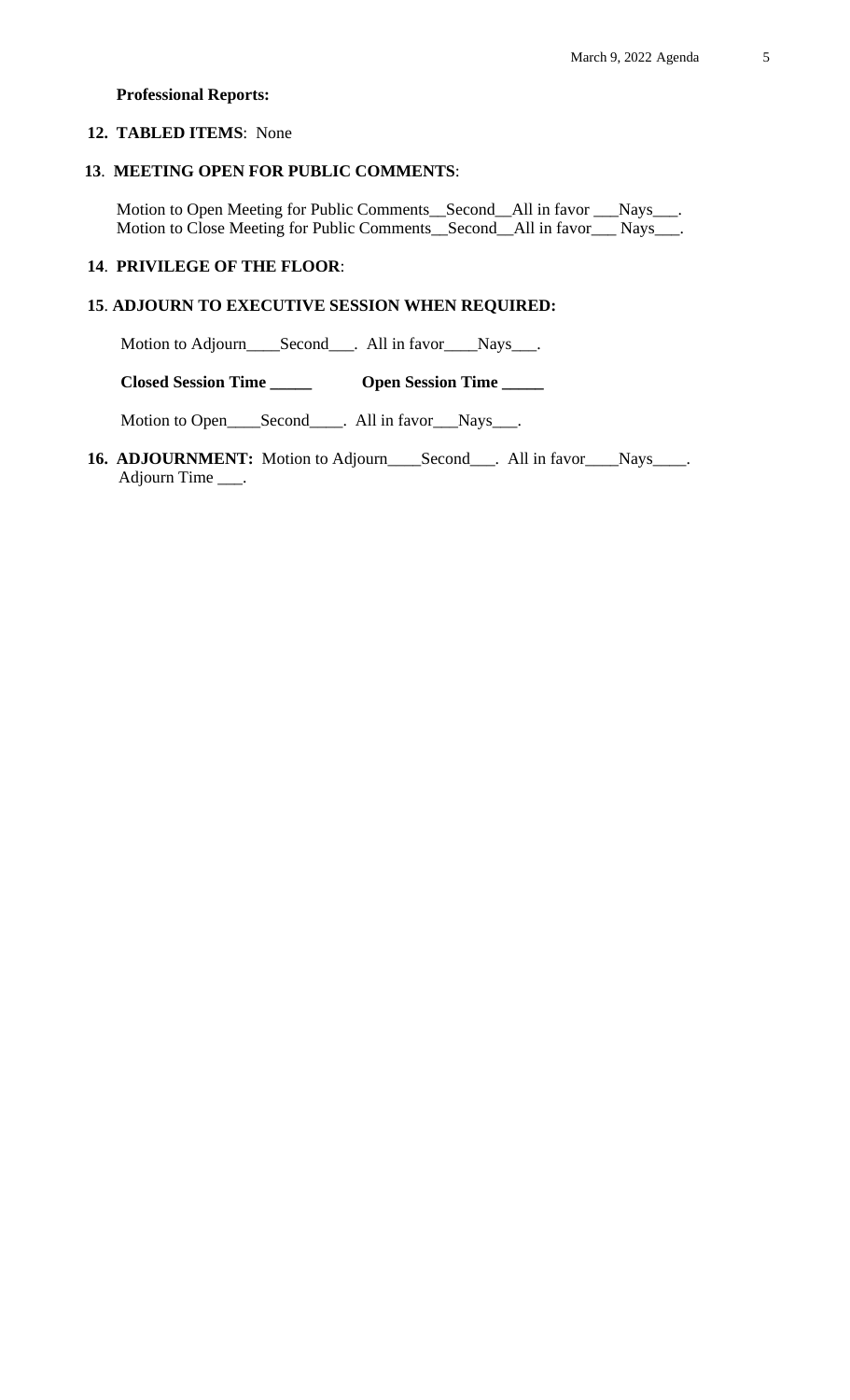**Professional Reports:**

**12. TABLED ITEMS**: None

**13**. **MEETING OPEN FOR PUBLIC COMMENTS**:

Motion to Open Meeting for Public Comments__Second__All in favor ___Nays___.
Motion to Close Meeting for Public Comments__Second__All in favor___ Nays___.

**14**. **PRIVILEGE OF THE FLOOR**:

**15**. **ADJOURN TO EXECUTIVE SESSION WHEN REQUIRED:**

Motion to Adjourn____Second___. All in favor____Nays___.

**Closed Session Time _____** **Open Session Time _____**

Motion to Open____Second____. All in favor___Nays___.

**16. ADJOURNMENT:** Motion to Adjourn____Second___. All in favor____Nays____.
Adjourn Time ___.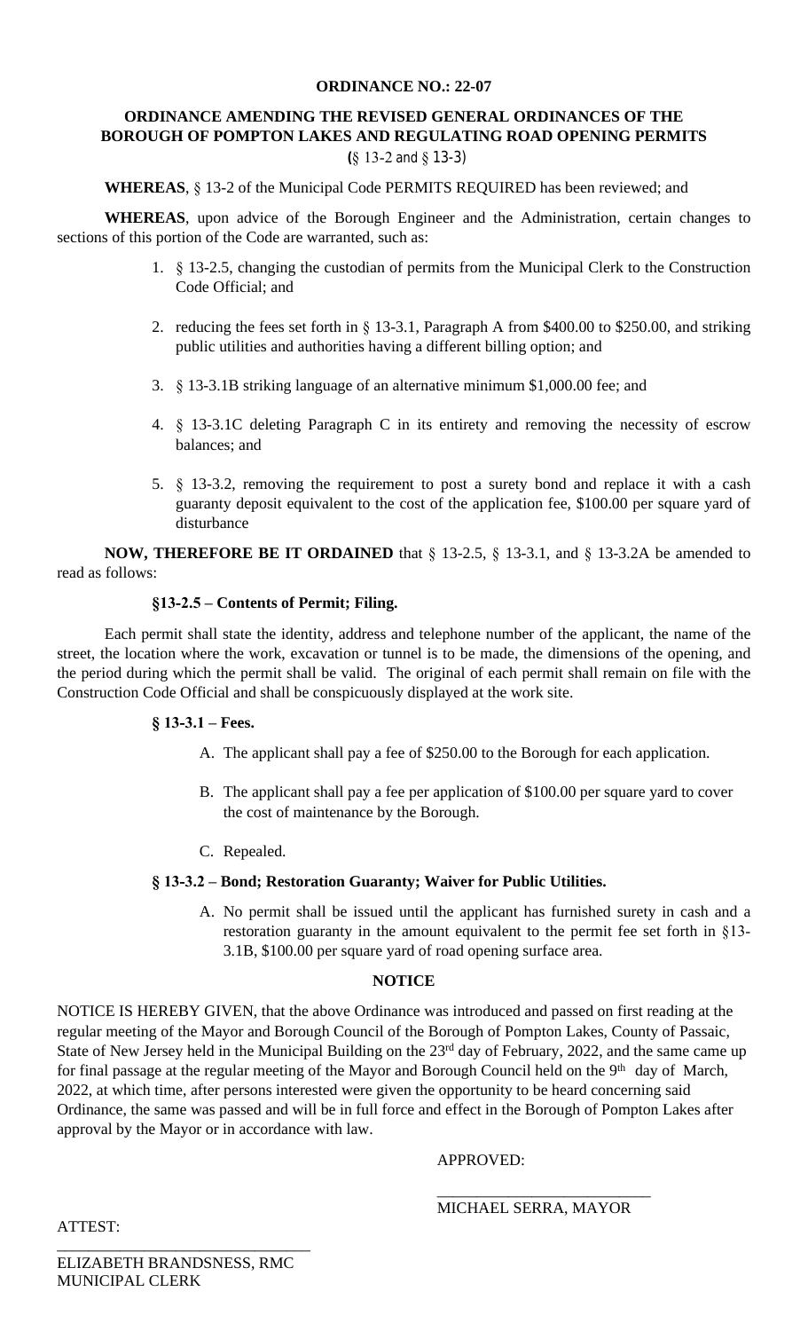**ORDINANCE NO.: 22-07**

**ORDINANCE AMENDING THE REVISED GENERAL ORDINANCES OF THE BOROUGH OF POMPTON LAKES AND REGULATING ROAD OPENING PERMITS**
**(**§ 13-2 and § 13-3)

**WHEREAS**, § 13-2 of the Municipal Code PERMITS REQUIRED has been reviewed; and

**WHEREAS**, upon advice of the Borough Engineer and the Administration, certain changes to sections of this portion of the Code are warranted, such as:

1. § 13-2.5, changing the custodian of permits from the Municipal Clerk to the Construction Code Official; and
2. reducing the fees set forth in § 13-3.1, Paragraph A from $400.00 to $250.00, and striking public utilities and authorities having a different billing option; and
3. § 13-3.1B striking language of an alternative minimum $1,000.00 fee; and
4. § 13-3.1C deleting Paragraph C in its entirety and removing the necessity of escrow balances; and
5. § 13-3.2, removing the requirement to post a surety bond and replace it with a cash guaranty deposit equivalent to the cost of the application fee, $100.00 per square yard of disturbance

**NOW, THEREFORE BE IT ORDAINED** that § 13-2.5, § 13-3.1, and § 13-3.2A be amended to read as follows:

**§13-2.5 – Contents of Permit; Filing.**

Each permit shall state the identity, address and telephone number of the applicant, the name of the street, the location where the work, excavation or tunnel is to be made, the dimensions of the opening, and the period during which the permit shall be valid. The original of each permit shall remain on file with the Construction Code Official and shall be conspicuously displayed at the work site.

**§ 13-3.1 – Fees.**

A. The applicant shall pay a fee of $250.00 to the Borough for each application.

B. The applicant shall pay a fee per application of $100.00 per square yard to cover the cost of maintenance by the Borough.

C. Repealed.

**§ 13-3.2 – Bond; Restoration Guaranty; Waiver for Public Utilities.**

A. No permit shall be issued until the applicant has furnished surety in cash and a restoration guaranty in the amount equivalent to the permit fee set forth in §13-3.1B, $100.00 per square yard of road opening surface area.

**NOTICE**

NOTICE IS HEREBY GIVEN, that the above Ordinance was introduced and passed on first reading at the regular meeting of the Mayor and Borough Council of the Borough of Pompton Lakes, County of Passaic, State of New Jersey held in the Municipal Building on the 23rd day of February, 2022, and the same came up for final passage at the regular meeting of the Mayor and Borough Council held on the 9th day of March, 2022, at which time, after persons interested were given the opportunity to be heard concerning said Ordinance, the same was passed and will be in full force and effect in the Borough of Pompton Lakes after approval by the Mayor or in accordance with law.

APPROVED:

\_\_\_\_\_\_\_\_\_\_\_\_\_\_\_\_\_\_\_\_\_\_\_\_\_\_\_
MICHAEL SERRA, MAYOR

ATTEST:

\_\_\_\_\_\_\_\_\_\_\_\_\_\_\_\_\_\_\_\_\_\_\_\_\_\_\_\_\_\_\_
ELIZABETH BRANDSNESS, RMC
MUNICIPAL CLERK